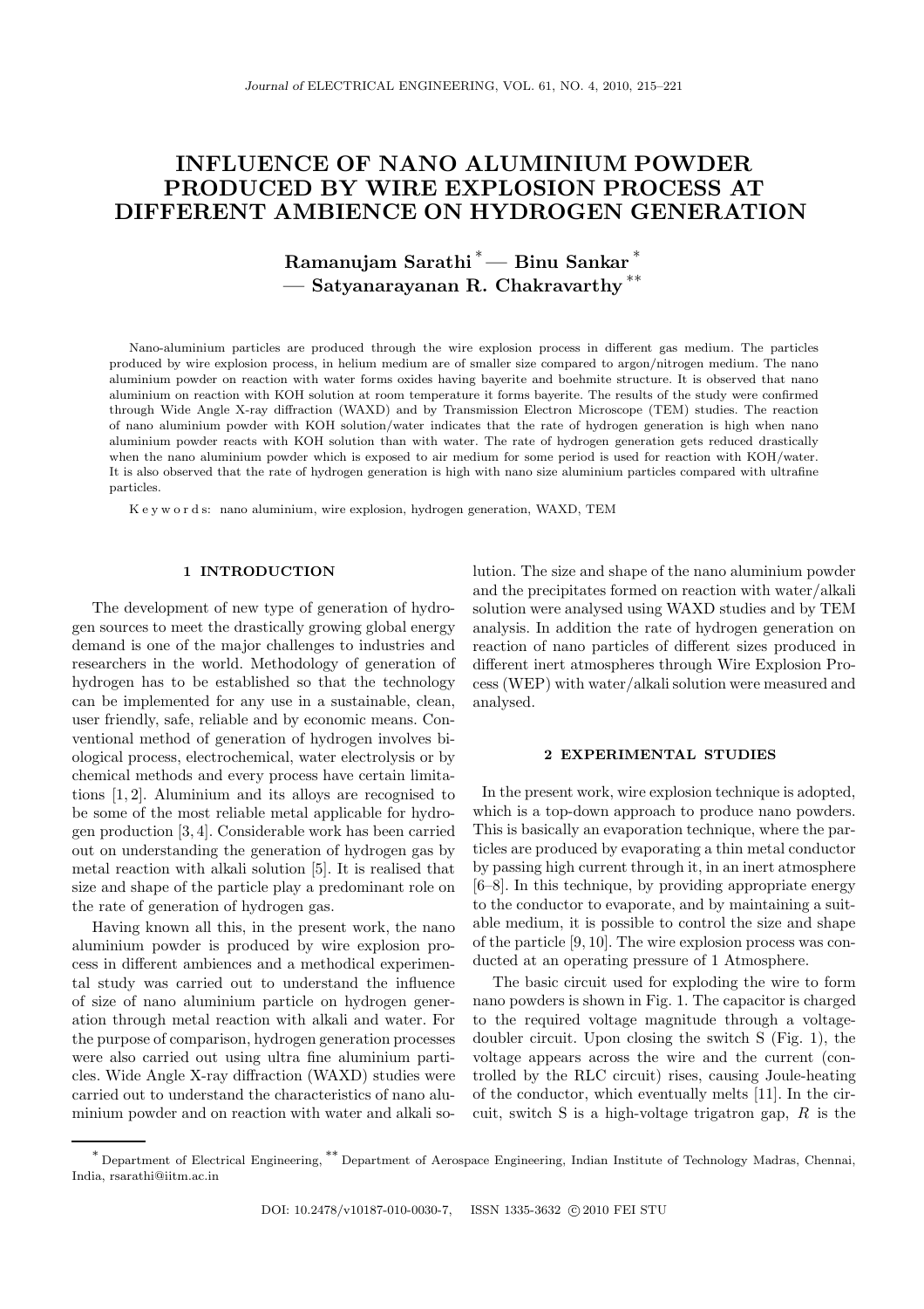# INFLUENCE OF NANO ALUMINIUM POWDER PRODUCED BY WIRE EXPLOSION PROCESS AT DIFFERENT AMBIENCE ON HYDROGEN GENERATION

**Ramanujam Sarathi** [*] — **Binu Sankar** [*] — **Satyanarayanan R. Chakravarthy** [**]

Nano-aluminium particles are produced through the wire explosion process in different gas medium. The particles produced by wire explosion process, in helium medium are of smaller size compared to argon/nitrogen medium. The nano aluminium powder on reaction with water forms oxides having bayerite and boehmite structure. It is observed that nano aluminium on reaction with KOH solution at room temperature it forms bayerite. The results of the study were confirmed through Wide Angle X-ray diffraction (WAXD) and by Transmission Electron Microscope (TEM) studies. The reaction of nano aluminium powder with KOH solution/water indicates that the rate of hydrogen generation is high when nano aluminium powder reacts with KOH solution than with water. The rate of hydrogen generation gets reduced drastically when the nano aluminium powder which is exposed to air medium for some period is used for reaction with KOH/water. It is also observed that the rate of hydrogen generation is high with nano size aluminium particles compared with ultrafine particles.

Keywords: nano aluminium, wire explosion, hydrogen generation, WAXD, TEM

## 1 INTRODUCTION

The development of new type of generation of hydrogen sources to meet the drastically growing global energy demand is one of the major challenges to industries and researchers in the world. Methodology of generation of hydrogen has to be established so that the technology can be implemented for any use in a sustainable, clean, user friendly, safe, reliable and by economic means. Conventional method of generation of hydrogen involves biological process, electrochemical, water electrolysis or by chemical methods and every process have certain limitations [1, 2]. Aluminium and its alloys are recognised to be some of the most reliable metal applicable for hydrogen production [3, 4]. Considerable work has been carried out on understanding the generation of hydrogen gas by metal reaction with alkali solution [5]. It is realised that size and shape of the particle play a predominant role on the rate of generation of hydrogen gas.

Having known all this, in the present work, the nano aluminium powder is produced by wire explosion process in different ambiences and a methodical experimental study was carried out to understand the influence of size of nano aluminium particle on hydrogen generation through metal reaction with alkali and water. For the purpose of comparison, hydrogen generation processes were also carried out using ultra fine aluminium particles. Wide Angle X-ray diffraction (WAXD) studies were carried out to understand the characteristics of nano aluminium powder and on reaction with water and alkali solution. The size and shape of the nano aluminium powder and the precipitates formed on reaction with water/alkali solution were analysed using WAXD studies and by TEM analysis. In addition the rate of hydrogen generation on reaction of nano particles of different sizes produced in different inert atmospheres through Wire Explosion Process (WEP) with water/alkali solution were measured and analysed.

## 2 EXPERIMENTAL STUDIES

In the present work, wire explosion technique is adopted, which is a top-down approach to produce nano powders. This is basically an evaporation technique, where the particles are produced by evaporating a thin metal conductor by passing high current through it, in an inert atmosphere [6–8]. In this technique, by providing appropriate energy to the conductor to evaporate, and by maintaining a suitable medium, it is possible to control the size and shape of the particle [9, 10]. The wire explosion process was conducted at an operating pressure of 1 Atmosphere.

The basic circuit used for exploding the wire to form nano powders is shown in Fig. 1. The capacitor is charged to the required voltage magnitude through a voltage-doubler circuit. Upon closing the switch S (Fig. 1), the voltage appears across the wire and the current (controlled by the RLC circuit) rises, causing Joule-heating of the conductor, which eventually melts [11]. In the circuit, switch S is a high-voltage trigatron gap, $R$ is the

---

[*] Department of Electrical Engineering, [**] Department of Aerospace Engineering, Indian Institute of Technology Madras, Chennai, India, rsarathi@iitm.ac.in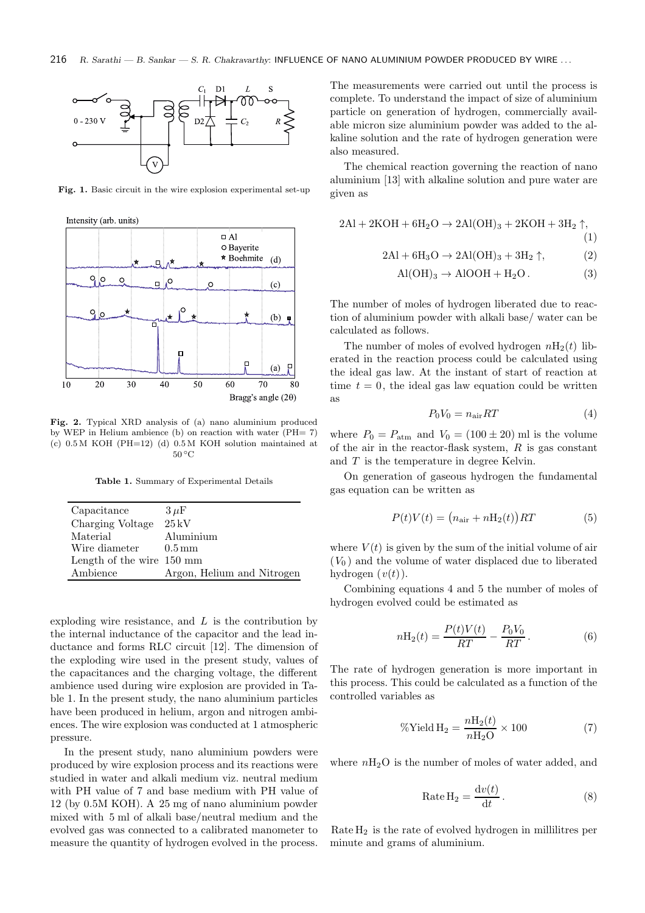Fig. 1. Basic circuit in the wire explosion experimental set-up

Fig. 2. Typical XRD analysis of (a) nano aluminium produced by WEP in Helium ambience (b) on reaction with water (PH= 7) (c) 0.5 M KOH (PH=12) (d) 0.5 M KOH solution maintained at 50 °C

Table 1. Summary of Experimental Details

| | |
|---|---|
| Capacitance | $3\,\mu$F |
| Charging Voltage | 25 kV |
| Material | Aluminium |
| Wire diameter | 0.5 mm |
| Length of the wire | 150 mm |
| Ambience | Argon, Helium and Nitrogen |

exploding wire resistance, and $L$ is the contribution by the internal inductance of the capacitor and the lead inductance and forms RLC circuit [12]. The dimension of the exploding wire used in the present study, values of the capacitances and the charging voltage, the different ambience used during wire explosion are provided in Table 1. In the present study, the nano aluminium particles have been produced in helium, argon and nitrogen ambiences. The wire explosion was conducted at 1 atmospheric pressure.

In the present study, nano aluminium powders were produced by wire explosion process and its reactions were studied in water and alkali medium viz. neutral medium with PH value of 7 and base medium with PH value of 12 (by 0.5M KOH). A 25 mg of nano aluminium powder mixed with 5 ml of alkali base/neutral medium and the evolved gas was connected to a calibrated manometer to measure the quantity of hydrogen evolved in the process. The measurements were carried out until the process is complete. To understand the impact of size of aluminium particle on generation of hydrogen, commercially available micron size aluminium powder was added to the alkaline solution and the rate of hydrogen generation were also measured.

The chemical reaction governing the reaction of nano aluminium [13] with alkaline solution and pure water are given as

$$2\mathrm{Al} + 2\mathrm{KOH} + 6\mathrm{H_2O} \rightarrow 2\mathrm{Al(OH)_3} + 2\mathrm{KOH} + 3\mathrm{H_2}\uparrow, \tag{1}$$

$$2\mathrm{Al} + 6\mathrm{H_3O} \rightarrow 2\mathrm{Al(OH)_3} + 3\mathrm{H_2}\uparrow, \tag{2}$$

$$\mathrm{Al(OH)_3} \rightarrow \mathrm{AlOOH} + \mathrm{H_2O}\,. \tag{3}$$

The number of moles of hydrogen liberated due to reaction of aluminium powder with alkali base/ water can be calculated as follows.

The number of moles of evolved hydrogen $n\mathrm{H_2}(t)$ liberated in the reaction process could be calculated using the ideal gas law. At the instant of start of reaction at time $t = 0$, the ideal gas law equation could be written as

$$P_0 V_0 = n_{\mathrm{air}} RT \tag{4}$$

where $P_0 = P_{\mathrm{atm}}$ and $V_0 = (100 \pm 20)$ ml is the volume of the air in the reactor-flask system, $R$ is gas constant and $T$ is the temperature in degree Kelvin.

On generation of gaseous hydrogen the fundamental gas equation can be written as

$$P(t)V(t) = \big(n_{\mathrm{air}} + n\mathrm{H_2}(t)\big)RT \tag{5}$$

where $V(t)$ is given by the sum of the initial volume of air ($V_0$) and the volume of water displaced due to liberated hydrogen ($v(t)$).

Combining equations 4 and 5 the number of moles of hydrogen evolved could be estimated as

$$n\mathrm{H_2}(t) = \frac{P(t)V(t)}{RT} - \frac{P_0 V_0}{RT}\,. \tag{6}$$

The rate of hydrogen generation is more important in this process. This could be calculated as a function of the controlled variables as

$$\%\mathrm{Yield\,H_2} = \frac{n\mathrm{H_2}(t)}{n\mathrm{H_2O}} \times 100 \tag{7}$$

where $n\mathrm{H_2O}$ is the number of moles of water added, and

$$\mathrm{Rate\,H_2} = \frac{\mathrm{d}v(t)}{\mathrm{d}t}\,. \tag{8}$$

$\mathrm{Rate\,H_2}$ is the rate of evolved hydrogen in millilitres per minute and grams of aluminium.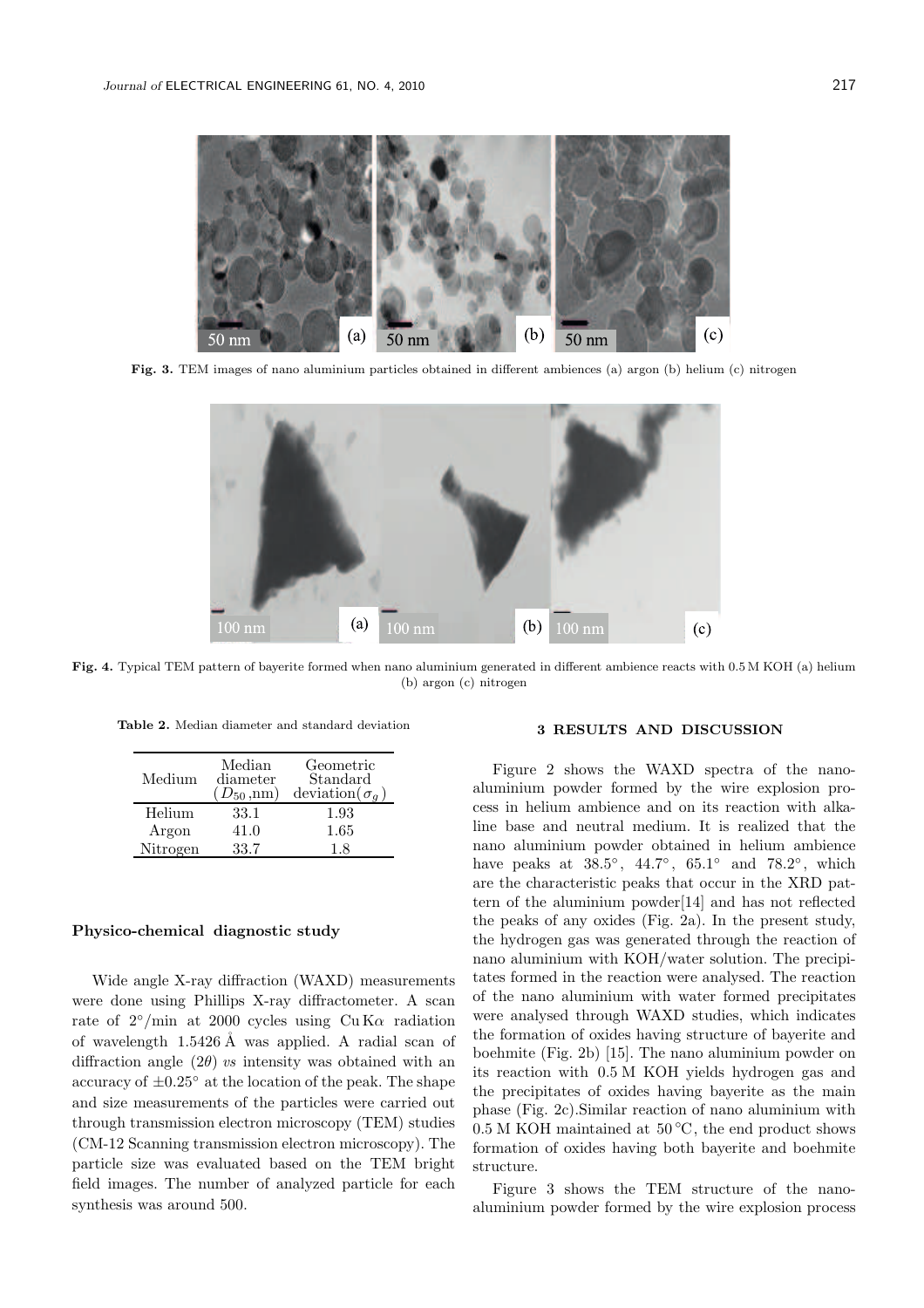Fig. 3. TEM images of nano aluminium particles obtained in different ambiences (a) argon (b) helium (c) nitrogen

Fig. 4. Typical TEM pattern of bayerite formed when nano aluminium generated in different ambience reacts with 0.5 M KOH (a) helium (b) argon (c) nitrogen

Table 2. Median diameter and standard deviation

| Medium | Median diameter ($D_{50}$, nm) | Geometric Standard deviation($\sigma_g$) |
|---|---|---|
| Helium | 33.1 | 1.93 |
| Argon | 41.0 | 1.65 |
| Nitrogen | 33.7 | 1.8 |

### Physico-chemical diagnostic study

Wide angle X-ray diffraction (WAXD) measurements were done using Phillips X-ray diffractometer. A scan rate of $2^\circ$/min at 2000 cycles using Cu K$\alpha$ radiation of wavelength 1.5426 Å was applied. A radial scan of diffraction angle ($2\theta$) *vs* intensity was obtained with an accuracy of $\pm 0.25^\circ$ at the location of the peak. The shape and size measurements of the particles were carried out through transmission electron microscopy (TEM) studies (CM-12 Scanning transmission electron microscopy). The particle size was evaluated based on the TEM bright field images. The number of analyzed particle for each synthesis was around 500.

## 3 RESULTS AND DISCUSSION

Figure 2 shows the WAXD spectra of the nano-aluminium powder formed by the wire explosion process in helium ambience and on its reaction with alkaline base and neutral medium. It is realized that the nano aluminium powder obtained in helium ambience have peaks at $38.5^\circ$, $44.7^\circ$, $65.1^\circ$ and $78.2^\circ$, which are the characteristic peaks that occur in the XRD pattern of the aluminium powder[14] and has not reflected the peaks of any oxides (Fig. 2a). In the present study, the hydrogen gas was generated through the reaction of nano aluminium with KOH/water solution. The precipitates formed in the reaction were analysed. The reaction of the nano aluminium with water formed precipitates were analysed through WAXD studies, which indicates the formation of oxides having structure of bayerite and boehmite (Fig. 2b) [15]. The nano aluminium powder on its reaction with 0.5 M KOH yields hydrogen gas and the precipitates of oxides having bayerite as the main phase (Fig. 2c).Similar reaction of nano aluminium with 0.5 M KOH maintained at $50\,^\circ$C, the end product shows formation of oxides having both bayerite and boehmite structure.

Figure 3 shows the TEM structure of the nano-aluminium powder formed by the wire explosion process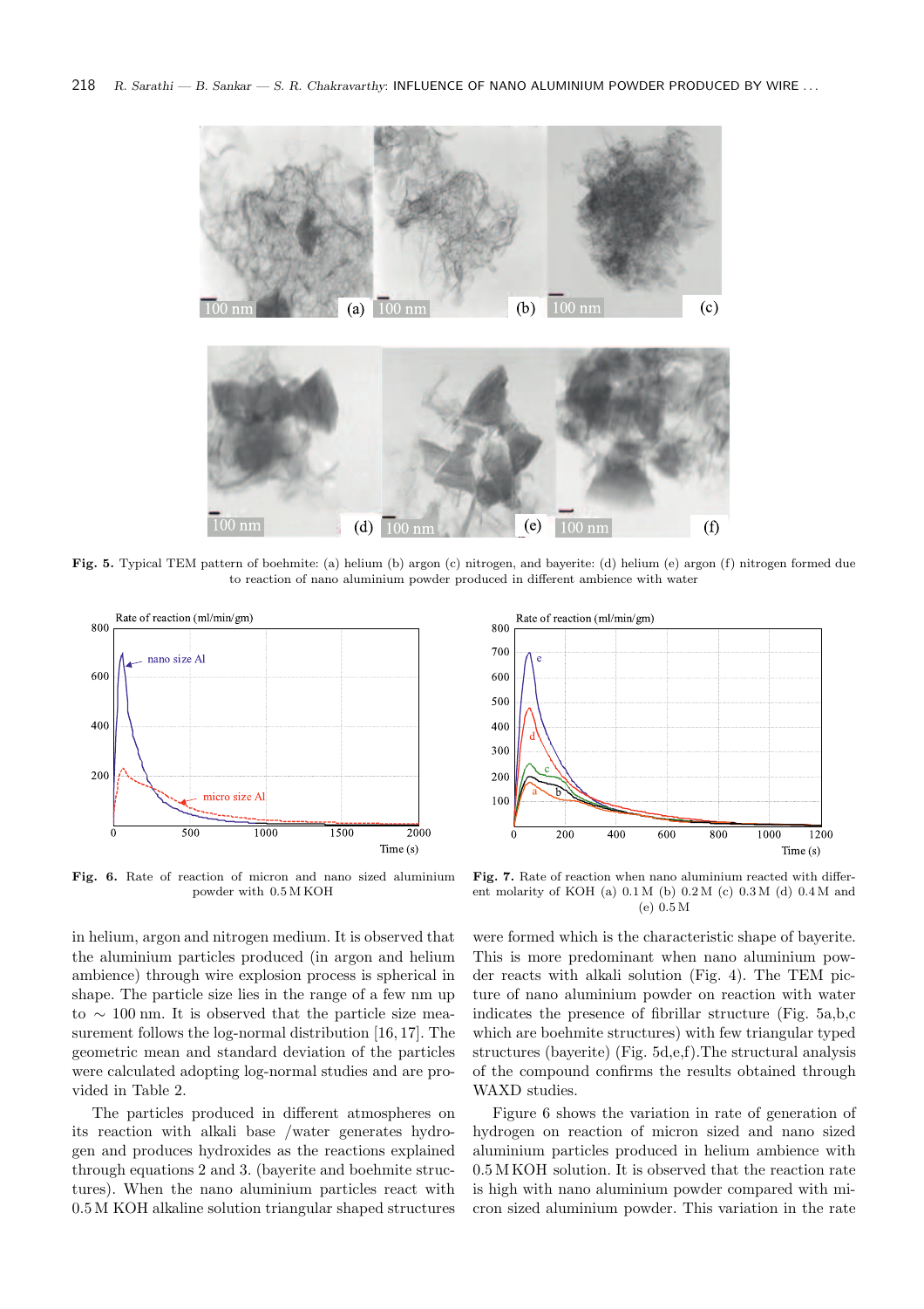Fig. 5. Typical TEM pattern of boehmite: (a) helium (b) argon (c) nitrogen, and bayerite: (d) helium (e) argon (f) nitrogen formed due to reaction of nano aluminium powder produced in different ambience with water

Fig. 6. Rate of reaction of micron and nano sized aluminium powder with 0.5 M KOH

Fig. 7. Rate of reaction when nano aluminium reacted with different molarity of KOH (a) 0.1 M (b) 0.2 M (c) 0.3 M (d) 0.4 M and (e) 0.5 M

in helium, argon and nitrogen medium. It is observed that the aluminium particles produced (in argon and helium ambience) through wire explosion process is spherical in shape. The particle size lies in the range of a few nm up to $\sim$ 100 nm. It is observed that the particle size measurement follows the log-normal distribution [16, 17]. The geometric mean and standard deviation of the particles were calculated adopting log-normal studies and are provided in Table 2.

The particles produced in different atmospheres on its reaction with alkali base /water generates hydrogen and produces hydroxides as the reactions explained through equations 2 and 3. (bayerite and boehmite structures). When the nano aluminium particles react with 0.5 M KOH alkaline solution triangular shaped structures were formed which is the characteristic shape of bayerite. This is more predominant when nano aluminium powder reacts with alkali solution (Fig. 4). The TEM picture of nano aluminium powder on reaction with water indicates the presence of fibrillar structure (Fig. 5a,b,c which are boehmite structures) with few triangular typed structures (bayerite) (Fig. 5d,e,f).The structural analysis of the compound confirms the results obtained through WAXD studies.

Figure 6 shows the variation in rate of generation of hydrogen on reaction of micron sized and nano sized aluminium particles produced in helium ambience with 0.5 M KOH solution. It is observed that the reaction rate is high with nano aluminium powder compared with micron sized aluminium powder. This variation in the rate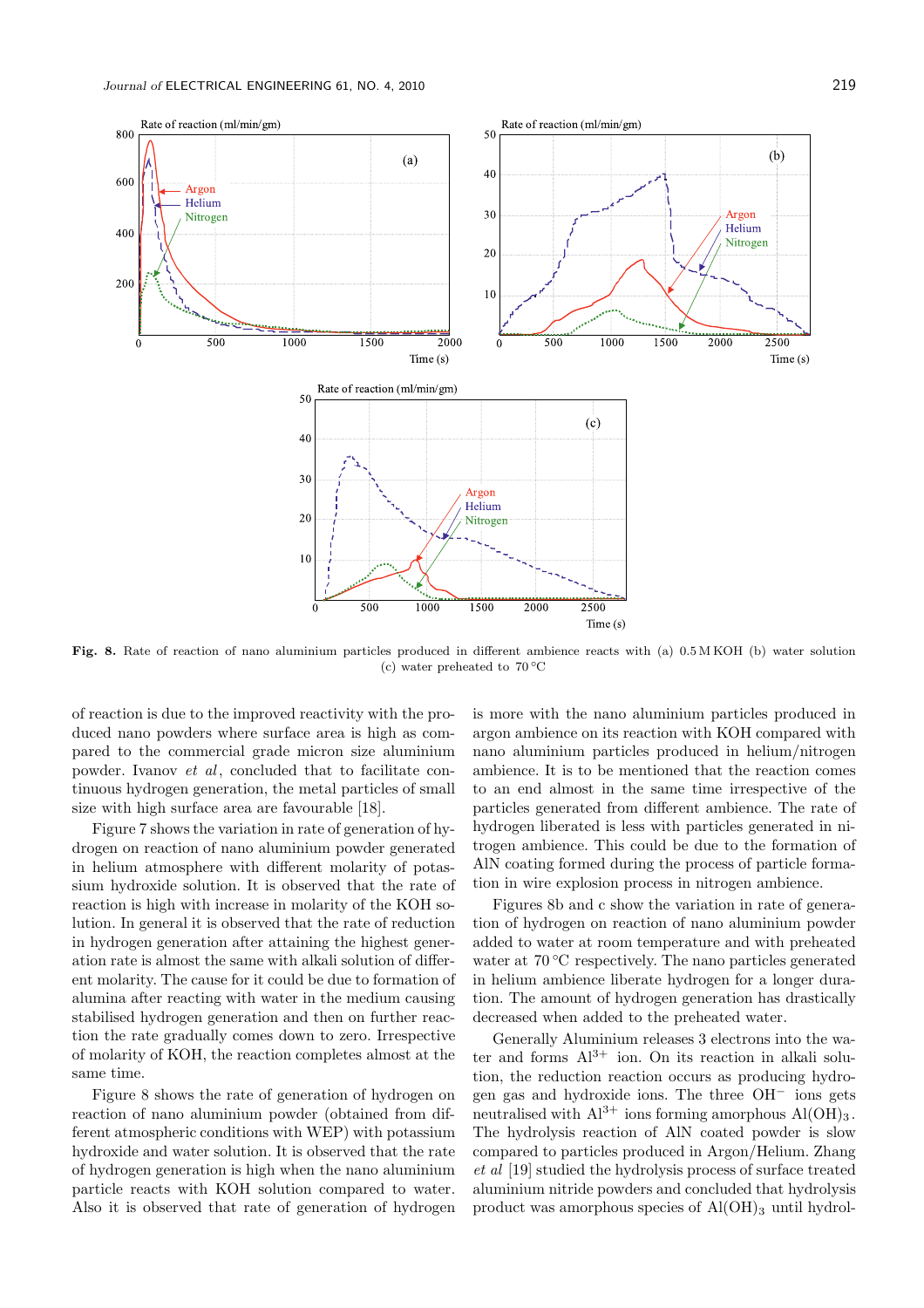Fig. 8. Rate of reaction of nano aluminium particles produced in different ambience reacts with (a) 0.5 M KOH (b) water solution (c) water preheated to 70 °C

of reaction is due to the improved reactivity with the produced nano powders where surface area is high as compared to the commercial grade micron size aluminium powder. Ivanov *et al*, concluded that to facilitate continuous hydrogen generation, the metal particles of small size with high surface area are favourable [18].

Figure 7 shows the variation in rate of generation of hydrogen on reaction of nano aluminium powder generated in helium atmosphere with different molarity of potassium hydroxide solution. It is observed that the rate of reaction is high with increase in molarity of the KOH solution. In general it is observed that the rate of reduction in hydrogen generation after attaining the highest generation rate is almost the same with alkali solution of different molarity. The cause for it could be due to formation of alumina after reacting with water in the medium causing stabilised hydrogen generation and then on further reaction the rate gradually comes down to zero. Irrespective of molarity of KOH, the reaction completes almost at the same time.

Figure 8 shows the rate of generation of hydrogen on reaction of nano aluminium powder (obtained from different atmospheric conditions with WEP) with potassium hydroxide and water solution. It is observed that the rate of hydrogen generation is high when the nano aluminium particle reacts with KOH solution compared to water. Also it is observed that rate of generation of hydrogen is more with the nano aluminium particles produced in argon ambience on its reaction with KOH compared with nano aluminium particles produced in helium/nitrogen ambience. It is to be mentioned that the reaction comes to an end almost in the same time irrespective of the particles generated from different ambience. The rate of hydrogen liberated is less with particles generated in nitrogen ambience. This could be due to the formation of AlN coating formed during the process of particle formation in wire explosion process in nitrogen ambience.

Figures 8b and c show the variation in rate of generation of hydrogen on reaction of nano aluminium powder added to water at room temperature and with preheated water at 70 °C respectively. The nano particles generated in helium ambience liberate hydrogen for a longer duration. The amount of hydrogen generation has drastically decreased when added to the preheated water.

Generally Aluminium releases 3 electrons into the water and forms $Al^{3+}$ ion. On its reaction in alkali solution, the reduction reaction occurs as producing hydrogen gas and hydroxide ions. The three $OH^-$ ions gets neutralised with $Al^{3+}$ ions forming amorphous $Al(OH)_3$. The hydrolysis reaction of AlN coated powder is slow compared to particles produced in Argon/Helium. Zhang *et al* [19] studied the hydrolysis process of surface treated aluminium nitride powders and concluded that hydrolysis product was amorphous species of $Al(OH)_3$ until hydrol-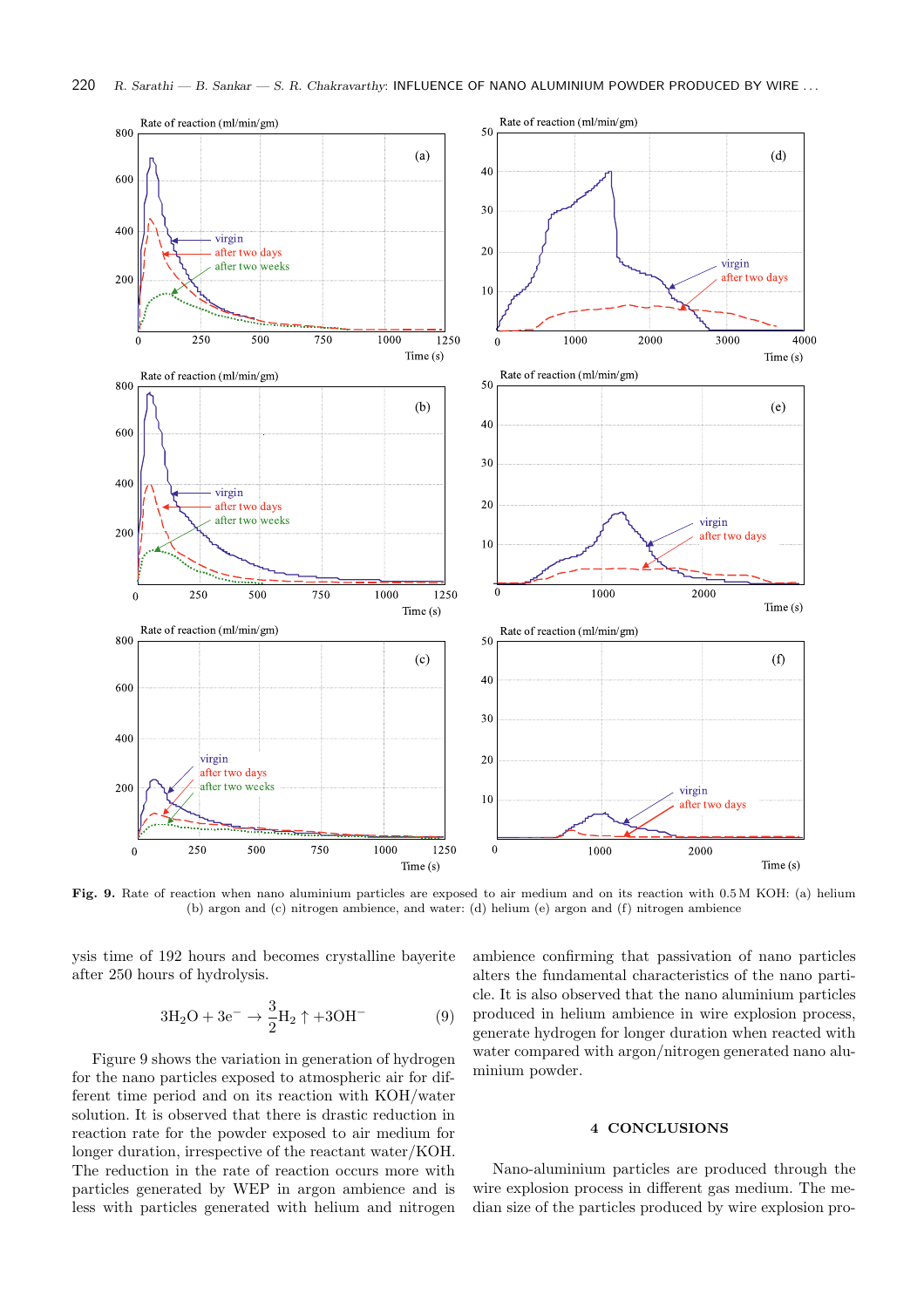Fig. 9. Rate of reaction when nano aluminium particles are exposed to air medium and on its reaction with 0.5 M KOH: (a) helium (b) argon and (c) nitrogen ambience, and water: (d) helium (e) argon and (f) nitrogen ambience

ysis time of 192 hours and becomes crystalline bayerite after 250 hours of hydrolysis.

$$3H_2O + 3e^- \rightarrow \frac{3}{2}H_2\uparrow + 3OH^- \tag{9}$$

Figure 9 shows the variation in generation of hydrogen for the nano particles exposed to atmospheric air for different time period and on its reaction with KOH/water solution. It is observed that there is drastic reduction in reaction rate for the powder exposed to air medium for longer duration, irrespective of the reactant water/KOH. The reduction in the rate of reaction occurs more with particles generated by WEP in argon ambience and is less with particles generated with helium and nitrogen ambience confirming that passivation of nano particles alters the fundamental characteristics of the nano particle. It is also observed that the nano aluminium particles produced in helium ambience in wire explosion process, generate hydrogen for longer duration when reacted with water compared with argon/nitrogen generated nano aluminium powder.

## 4 CONCLUSIONS

Nano-aluminium particles are produced through the wire explosion process in different gas medium. The median size of the particles produced by wire explosion pro-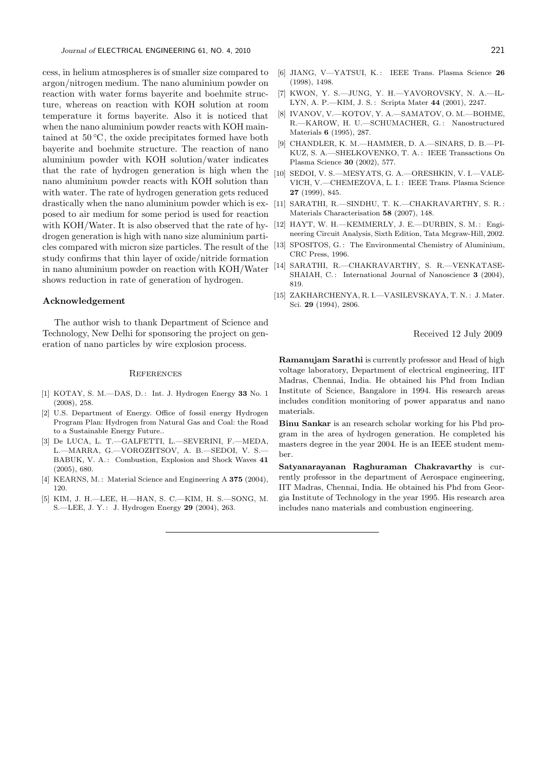cess, in helium atmospheres is of smaller size compared to argon/nitrogen medium. The nano aluminium powder on reaction with water forms bayerite and boehmite structure, whereas on reaction with KOH solution at room temperature it forms bayerite. Also it is noticed that when the nano aluminium powder reacts with KOH maintained at 50 °C, the oxide precipitates formed have both bayerite and boehmite structure. The reaction of nano aluminium powder with KOH solution/water indicates that the rate of hydrogen generation is high when the nano aluminium powder reacts with KOH solution than with water. The rate of hydrogen generation gets reduced drastically when the nano aluminium powder which is exposed to air medium for some period is used for reaction with KOH/Water. It is also observed that the rate of hydrogen generation is high with nano size aluminium particles compared with micron size particles. The result of the study confirms that thin layer of oxide/nitride formation in nano aluminium powder on reaction with KOH/Water shows reduction in rate of generation of hydrogen.

### Acknowledgement

The author wish to thank Department of Science and Technology, New Delhi for sponsoring the project on generation of nano particles by wire explosion process.

## References

[1] KOTAY, S. M.—DAS, D.: Int. J. Hydrogen Energy **33** No. 1 (2008), 258.

[2] U.S. Department of Energy. Office of fossil energy Hydrogen Program Plan: Hydrogen from Natural Gas and Coal: the Road to a Sustainable Energy Future..

[3] De LUCA, L. T.—GALFETTI, L.—SEVERINI, F.—MEDA, L.—MARRA, G.—VOROZHTSOV, A. B.—SEDOI, V. S.—BABUK, V. A.: Combustion, Explosion and Shock Waves **41** (2005), 680.

[4] KEARNS, M.: Material Science and Engineering A **375** (2004), 120.

[5] KIM, J. H.—LEE, H.—HAN, S. C.—KIM, H. S.—SONG, M. S.—LEE, J. Y.: J. Hydrogen Energy **29** (2004), 263.

[6] JIANG, V—YATSUI, K.: IEEE Trans. Plasma Science **26** (1998), 1498.

[7] KWON, Y. S.—JUNG, Y. H.—YAVOROVSKY, N. A.—ILLYN, A. P.—KIM, J. S.: Scripta Mater **44** (2001), 2247.

[8] IVANOV, V.—KOTOV, Y. A.—SAMATOV, O. M.—BOHME, R.—KAROW, H. U.—SCHUMACHER, G.: Nanostructured Materials **6** (1995), 287.

[9] CHANDLER, K. M.—HAMMER, D. A.—SINARS, D. B.—PIKUZ, S. A.—SHELKOVENKO, T. A.: IEEE Transactions On Plasma Science **30** (2002), 577.

[10] SEDOI, V. S.—MESYATS, G. A.—ORESHKIN, V. I.—VALEVICH, V.—CHEMEZOVA, L. I.: IEEE Trans. Plasma Science **27** (1999), 845.

[11] SARATHI, R.—SINDHU, T. K.—CHAKRAVARTHY, S. R.: Materials Characterisation **58** (2007), 148.

[12] HAYT, W. H.—KEMMERLY, J. E.—DURBIN, S. M.: Engineering Circuit Analysis, Sixth Edition, Tata Mcgraw-Hill, 2002.

[13] SPOSITOS, G.: The Environmental Chemistry of Aluminium, CRC Press, 1996.

[14] SARATHI, R.—CHAKRAVARTHY, S. R.—VENKATASESHAIAH, C.: International Journal of Nanoscience **3** (2004), 819.

[15] ZAKHARCHENYA, R. I.—VASILEVSKAYA, T. N.: J. Mater. Sci. **29** (1994), 2806.

Received 12 July 2009

**Ramanujam Sarathi** is currently professor and Head of high voltage laboratory, Department of electrical engineering, IIT Madras, Chennai, India. He obtained his Phd from Indian Institute of Science, Bangalore in 1994. His research areas includes condition monitoring of power apparatus and nano materials.

**Binu Sankar** is an research scholar working for his Phd program in the area of hydrogen generation. He completed his masters degree in the year 2004. He is an IEEE student member.

**Satyanarayanan Raghuraman Chakravarthy** is currently professor in the department of Aerospace engineering, IIT Madras, Chennai, India. He obtained his Phd from Georgia Institute of Technology in the year 1995. His research area includes nano materials and combustion engineering.